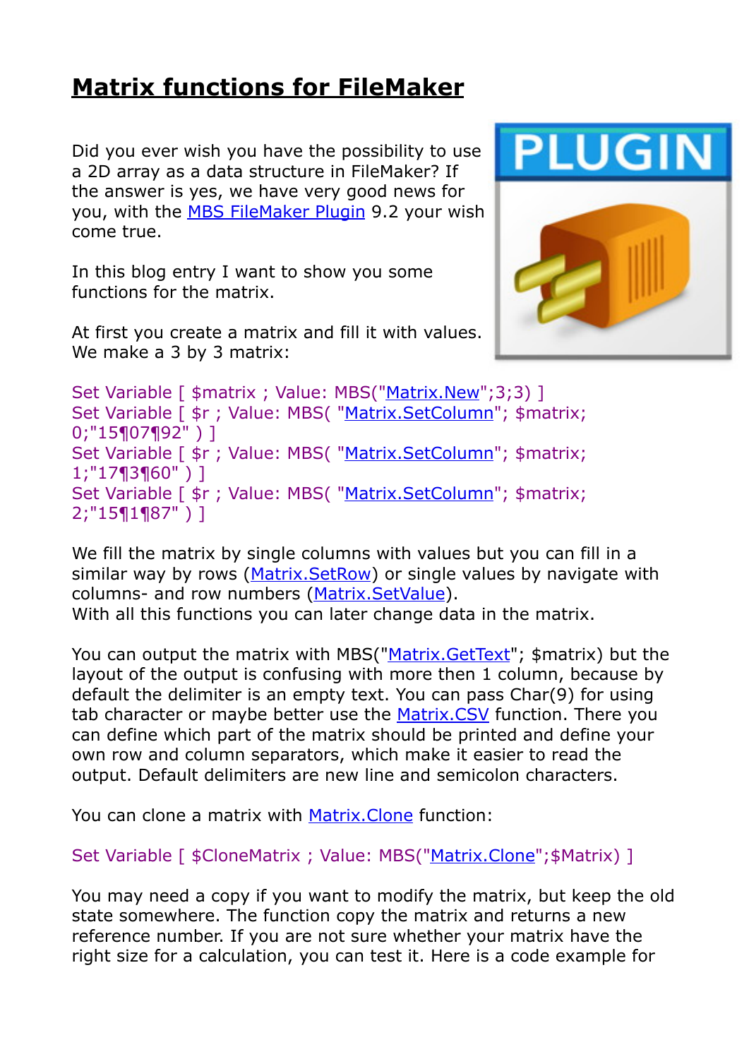# Matrix functions for FileMaker

Did you ever wish you have the possibility to use a 2D array as a data structure in FileMaker? If the answer is yes, we have very good news for you, with the MBS FileMaker Plugin 9.2 your wish come true.

In this blog entry I want to show you some functions for the matrix.

At first you create a matrix and fill it with values. We make a 3 by 3 matrix:

```
Set Variable [ $matrix ; Value: MBS("Matrix.New";3;3) ]
Set Variable [ $r ; Value: MBS( "Matrix.SetColumn"; $matrix; 0;"15¶07¶92" ) ]
Set Variable [ $r ; Value: MBS( "Matrix.SetColumn"; $matrix; 1;"17¶3¶60" ) ]
Set Variable [ $r ; Value: MBS( "Matrix.SetColumn"; $matrix; 2;"15¶1¶87" ) ]
```

We fill the matrix by single columns with values but you can fill in a similar way by rows (Matrix.SetRow) or single values by navigate with columns- and row numbers (Matrix.SetValue).
With all this functions you can later change data in the matrix.

You can output the matrix with MBS("Matrix.GetText"; $matrix) but the layout of the output is confusing with more then 1 column, because by default the delimiter is an empty text. You can pass Char(9) for using tab character or maybe better use the Matrix.CSV function. There you can define which part of the matrix should be printed and define your own row and column separators, which make it easier to read the output. Default delimiters are new line and semicolon characters.

You can clone a matrix with Matrix.Clone function:

```
Set Variable [ $CloneMatrix ; Value: MBS("Matrix.Clone";$Matrix) ]
```

You may need a copy if you want to modify the matrix, but keep the old state somewhere. The function copy the matrix and returns a new reference number. If you are not sure whether your matrix have the right size for a calculation, you can test it. Here is a code example for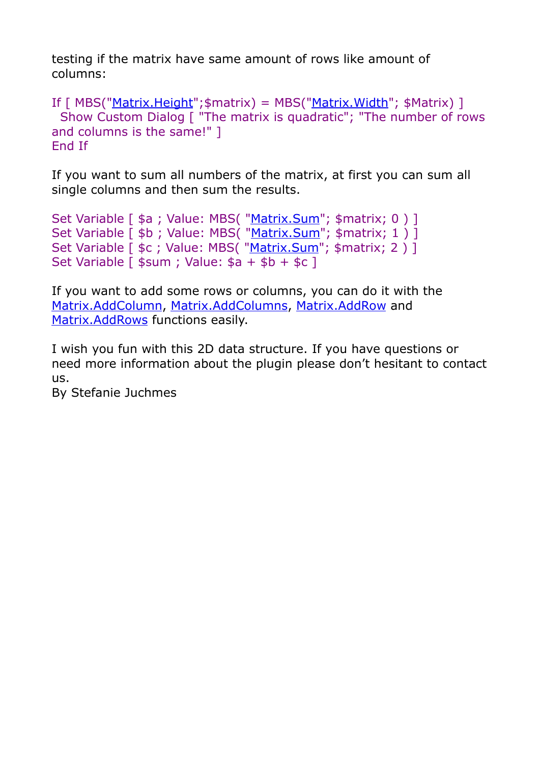testing if the matrix have same amount of rows like amount of columns:

```
If [ MBS("Matrix.Height";$matrix) = MBS("Matrix.Width"; $Matrix) ]
  Show Custom Dialog [ "The matrix is quadratic"; "The number of rows and columns is the same!" ]
End If
```

If you want to sum all numbers of the matrix, at first you can sum all single columns and then sum the results.

```
Set Variable [ $a ; Value: MBS( "Matrix.Sum"; $matrix; 0 ) ]
Set Variable [ $b ; Value: MBS( "Matrix.Sum"; $matrix; 1 ) ]
Set Variable [ $c ; Value: MBS( "Matrix.Sum"; $matrix; 2 ) ]
Set Variable [ $sum ; Value: $a + $b + $c ]
```

If you want to add some rows or columns, you can do it with the Matrix.AddColumn, Matrix.AddColumns, Matrix.AddRow and Matrix.AddRows functions easily.

I wish you fun with this 2D data structure. If you have questions or need more information about the plugin please don’t hesitant to contact us.
By Stefanie Juchmes